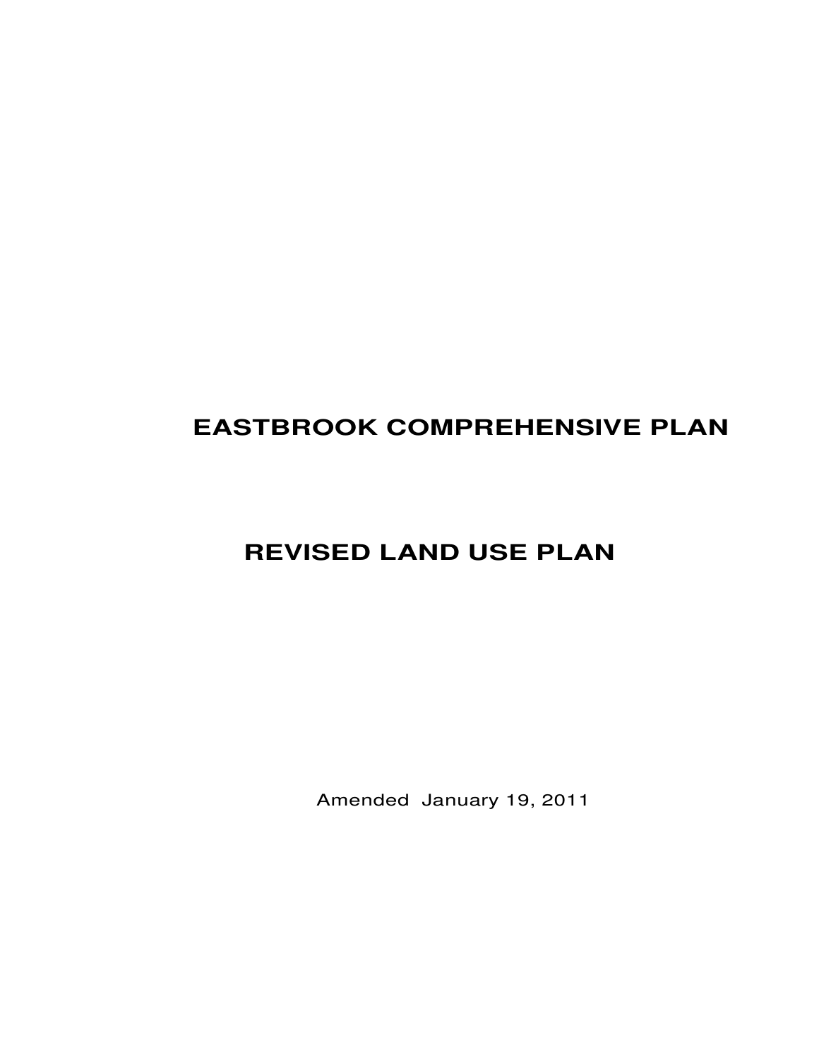# EASTBROOK COMPREHENSIVE PLAN

## REVISED LAND USE PLAN

Amended January 19, 2011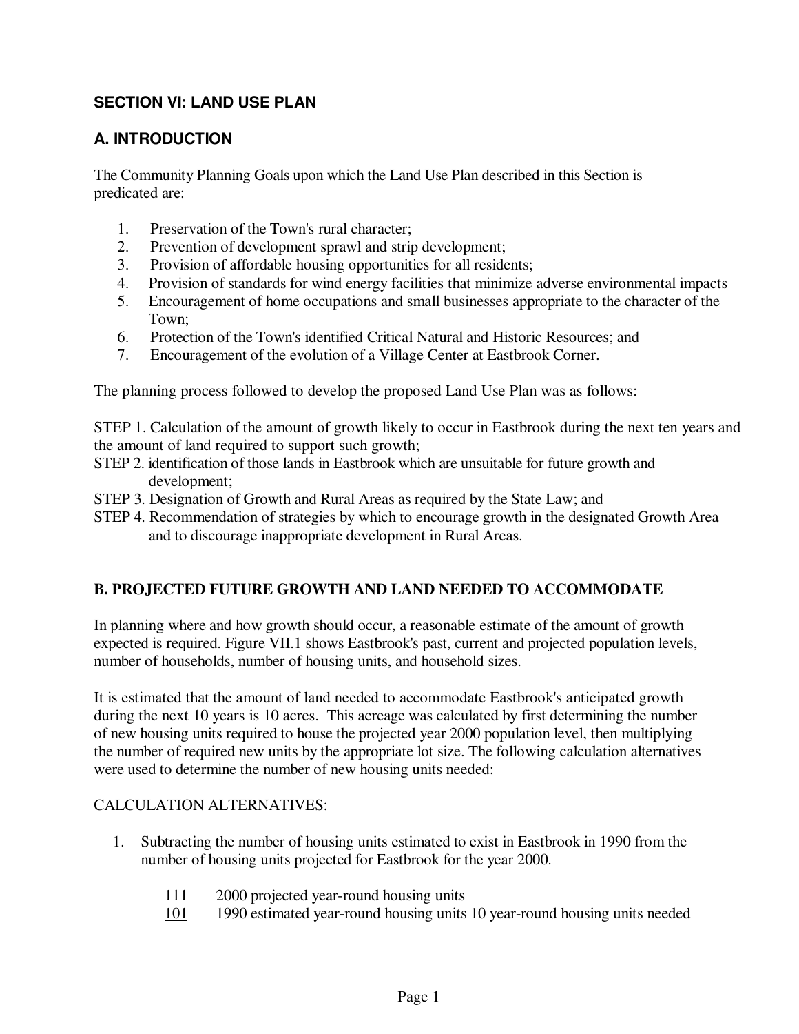## SECTION VI: LAND USE PLAN

## A. INTRODUCTION

The Community Planning Goals upon which the Land Use Plan described in this Section is predicated are:

1. Preservation of the Town's rural character;
2. Prevention of development sprawl and strip development;
3. Provision of affordable housing opportunities for all residents;
4. Provision of standards for wind energy facilities that minimize adverse environmental impacts
5. Encouragement of home occupations and small businesses appropriate to the character of the Town;
6. Protection of the Town's identified Critical Natural and Historic Resources; and
7. Encouragement of the evolution of a Village Center at Eastbrook Corner.

The planning process followed to develop the proposed Land Use Plan was as follows:

STEP 1. Calculation of the amount of growth likely to occur in Eastbrook during the next ten years and the amount of land required to support such growth;
STEP 2. identification of those lands in Eastbrook which are unsuitable for future growth and development;
STEP 3. Designation of Growth and Rural Areas as required by the State Law; and
STEP 4. Recommendation of strategies by which to encourage growth in the designated Growth Area and to discourage inappropriate development in Rural Areas.

## B. PROJECTED FUTURE GROWTH AND LAND NEEDED TO ACCOMMODATE

In planning where and how growth should occur, a reasonable estimate of the amount of growth expected is required. Figure VII.1 shows Eastbrook's past, current and projected population levels, number of households, number of housing units, and household sizes.

It is estimated that the amount of land needed to accommodate Eastbrook's anticipated growth during the next 10 years is 10 acres. This acreage was calculated by first determining the number of new housing units required to house the projected year 2000 population level, then multiplying the number of required new units by the appropriate lot size. The following calculation alternatives were used to determine the number of new housing units needed:

CALCULATION ALTERNATIVES:

1. Subtracting the number of housing units estimated to exist in Eastbrook in 1990 from the number of housing units projected for Eastbrook for the year 2000.

   111 2000 projected year-round housing units
   101 1990 estimated year-round housing units 10 year-round housing units needed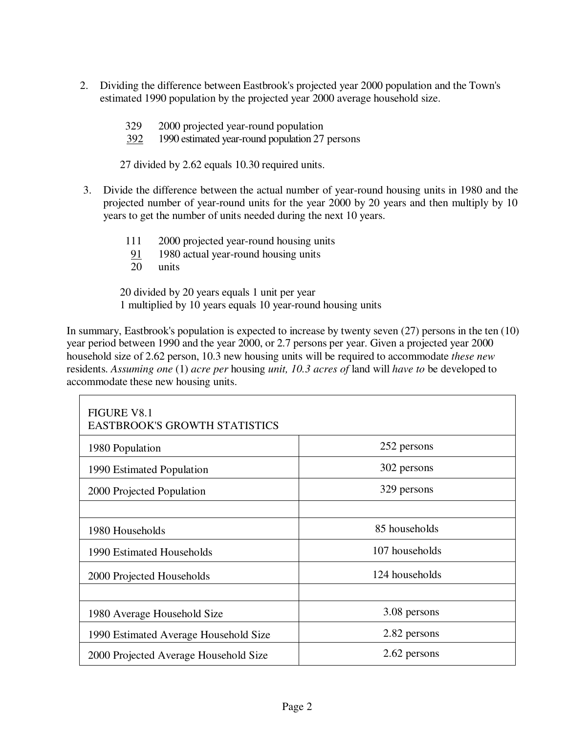2. Dividing the difference between Eastbrook's projected year 2000 population and the Town's estimated 1990 population by the projected year 2000 average household size.

   329 2000 projected year-round population
   392 1990 estimated year-round population 27 persons

   27 divided by 2.62 equals 10.30 required units.

3. Divide the difference between the actual number of year-round housing units in 1980 and the projected number of year-round units for the year 2000 by 20 years and then multiply by 10 years to get the number of units needed during the next 10 years.

   111 2000 projected year-round housing units
   91 1980 actual year-round housing units
   20 units

   20 divided by 20 years equals 1 unit per year
   1 multiplied by 10 years equals 10 year-round housing units

In summary, Eastbrook's population is expected to increase by twenty seven (27) persons in the ten (10) year period between 1990 and the year 2000, or 2.7 persons per year. Given a projected year 2000 household size of 2.62 person, 10.3 new housing units will be required to accommodate *these new* residents. *Assuming one* (1) *acre per* housing *unit, 10.3 acres of* land will *have to* be developed to accommodate these new housing units.

| FIGURE V8.1 EASTBROOK'S GROWTH STATISTICS | |
|---|---|
| 1980 Population | 252 persons |
| 1990 Estimated Population | 302 persons |
| 2000 Projected Population | 329 persons |
| | |
| 1980 Households | 85 households |
| 1990 Estimated Households | 107 households |
| 2000 Projected Households | 124 households |
| | |
| 1980 Average Household Size | 3.08 persons |
| 1990 Estimated Average Household Size | 2.82 persons |
| 2000 Projected Average Household Size | 2.62 persons |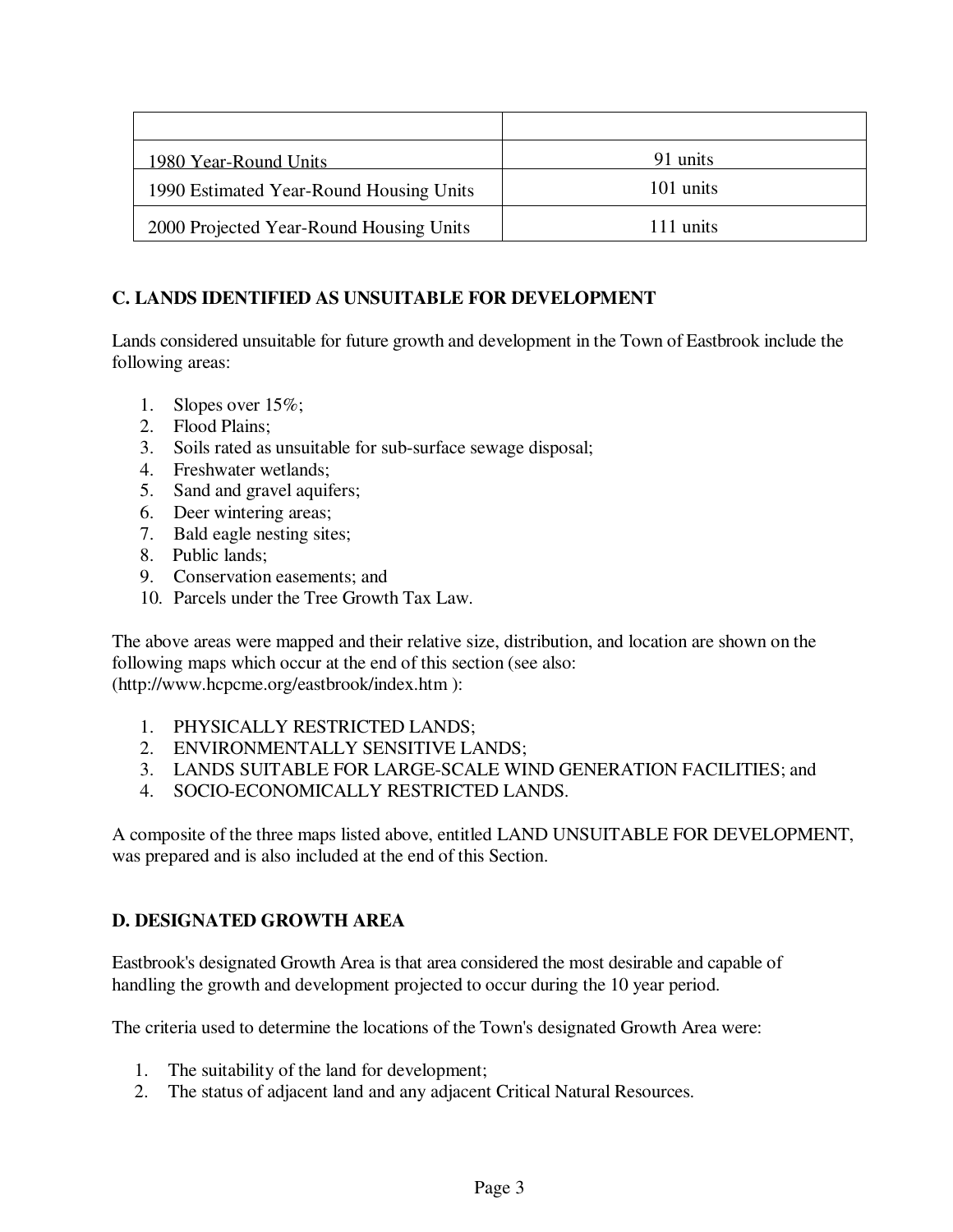| | |
|---|---|
| 1980 Year-Round Units | 91 units |
| 1990 Estimated Year-Round Housing Units | 101 units |
| 2000 Projected Year-Round Housing Units | 111 units |

## C. LANDS IDENTIFIED AS UNSUITABLE FOR DEVELOPMENT

Lands considered unsuitable for future growth and development in the Town of Eastbrook include the following areas:

1. Slopes over 15%;
2. Flood Plains;
3. Soils rated as unsuitable for sub-surface sewage disposal;
4. Freshwater wetlands;
5. Sand and gravel aquifers;
6. Deer wintering areas;
7. Bald eagle nesting sites;
8. Public lands;
9. Conservation easements; and
10. Parcels under the Tree Growth Tax Law.

The above areas were mapped and their relative size, distribution, and location are shown on the following maps which occur at the end of this section (see also: (http://www.hcpcme.org/eastbrook/index.htm ):

1. PHYSICALLY RESTRICTED LANDS;
2. ENVIRONMENTALLY SENSITIVE LANDS;
3. LANDS SUITABLE FOR LARGE-SCALE WIND GENERATION FACILITIES; and
4. SOCIO-ECONOMICALLY RESTRICTED LANDS.

A composite of the three maps listed above, entitled LAND UNSUITABLE FOR DEVELOPMENT, was prepared and is also included at the end of this Section.

## D. DESIGNATED GROWTH AREA

Eastbrook's designated Growth Area is that area considered the most desirable and capable of handling the growth and development projected to occur during the 10 year period.

The criteria used to determine the locations of the Town's designated Growth Area were:

1. The suitability of the land for development;
2. The status of adjacent land and any adjacent Critical Natural Resources.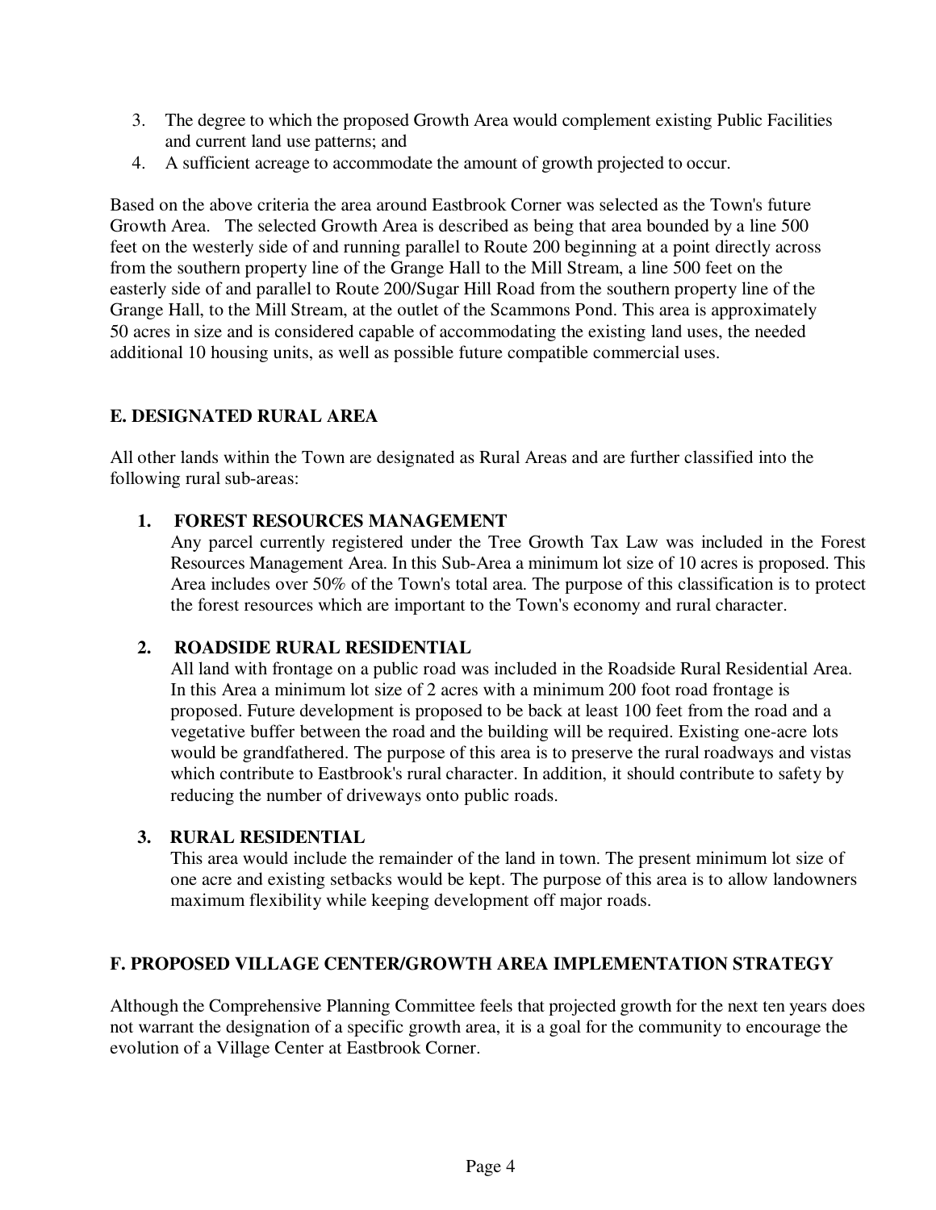3. The degree to which the proposed Growth Area would complement existing Public Facilities and current land use patterns; and
4. A sufficient acreage to accommodate the amount of growth projected to occur.

Based on the above criteria the area around Eastbrook Corner was selected as the Town's future Growth Area. The selected Growth Area is described as being that area bounded by a line 500 feet on the westerly side of and running parallel to Route 200 beginning at a point directly across from the southern property line of the Grange Hall to the Mill Stream, a line 500 feet on the easterly side of and parallel to Route 200/Sugar Hill Road from the southern property line of the Grange Hall, to the Mill Stream, at the outlet of the Scammons Pond. This area is approximately 50 acres in size and is considered capable of accommodating the existing land uses, the needed additional 10 housing units, as well as possible future compatible commercial uses.

## E. DESIGNATED RURAL AREA

All other lands within the Town are designated as Rural Areas and are further classified into the following rural sub-areas:

### 1. FOREST RESOURCES MANAGEMENT

Any parcel currently registered under the Tree Growth Tax Law was included in the Forest Resources Management Area. In this Sub-Area a minimum lot size of 10 acres is proposed. This Area includes over 50% of the Town's total area. The purpose of this classification is to protect the forest resources which are important to the Town's economy and rural character.

### 2. ROADSIDE RURAL RESIDENTIAL

All land with frontage on a public road was included in the Roadside Rural Residential Area. In this Area a minimum lot size of 2 acres with a minimum 200 foot road frontage is proposed. Future development is proposed to be back at least 100 feet from the road and a vegetative buffer between the road and the building will be required. Existing one-acre lots would be grandfathered. The purpose of this area is to preserve the rural roadways and vistas which contribute to Eastbrook's rural character. In addition, it should contribute to safety by reducing the number of driveways onto public roads.

### 3. RURAL RESIDENTIAL

This area would include the remainder of the land in town. The present minimum lot size of one acre and existing setbacks would be kept. The purpose of this area is to allow landowners maximum flexibility while keeping development off major roads.

## F. PROPOSED VILLAGE CENTER/GROWTH AREA IMPLEMENTATION STRATEGY

Although the Comprehensive Planning Committee feels that projected growth for the next ten years does not warrant the designation of a specific growth area, it is a goal for the community to encourage the evolution of a Village Center at Eastbrook Corner.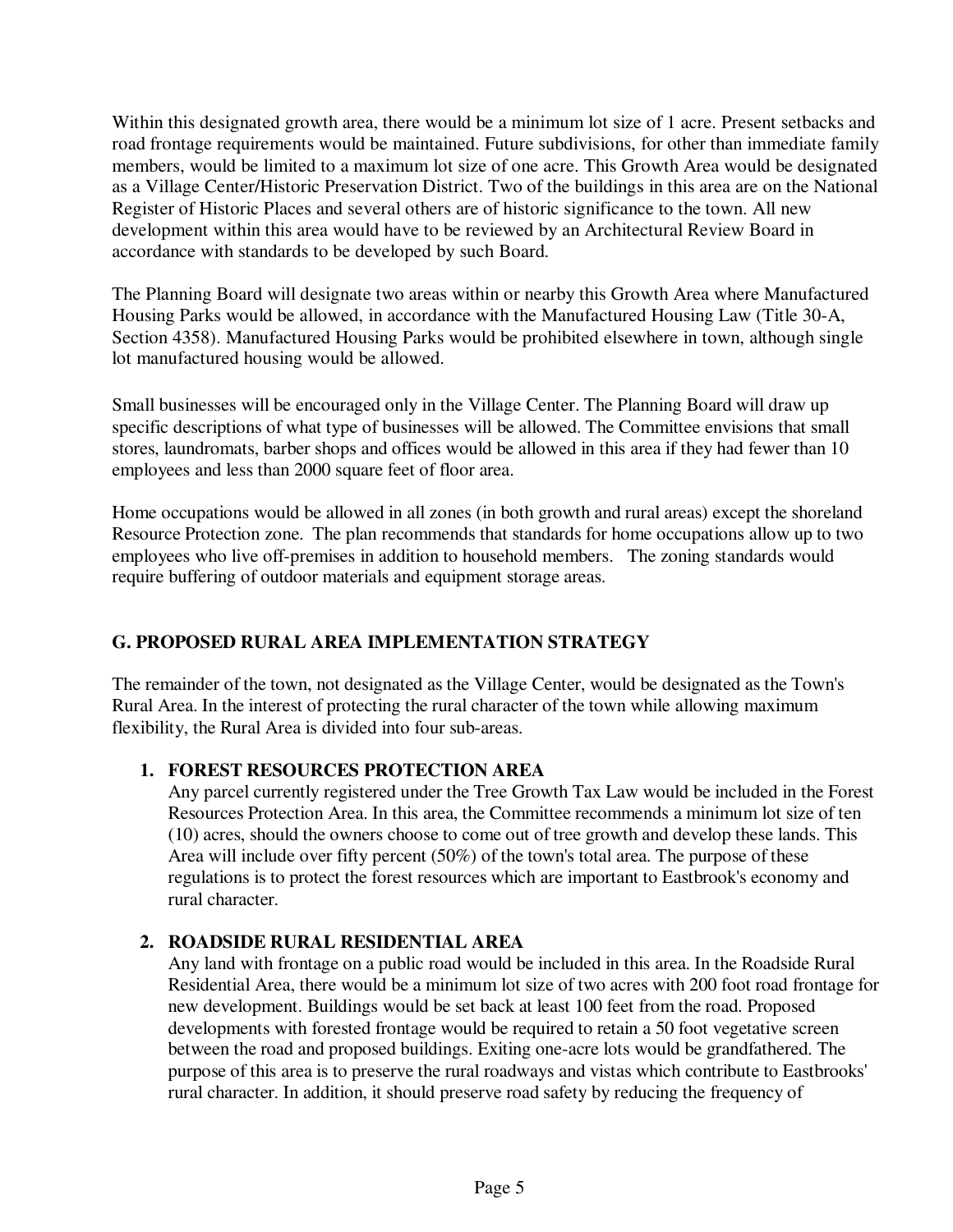Within this designated growth area, there would be a minimum lot size of 1 acre. Present setbacks and road frontage requirements would be maintained. Future subdivisions, for other than immediate family members, would be limited to a maximum lot size of one acre. This Growth Area would be designated as a Village Center/Historic Preservation District. Two of the buildings in this area are on the National Register of Historic Places and several others are of historic significance to the town. All new development within this area would have to be reviewed by an Architectural Review Board in accordance with standards to be developed by such Board.

The Planning Board will designate two areas within or nearby this Growth Area where Manufactured Housing Parks would be allowed, in accordance with the Manufactured Housing Law (Title 30-A, Section 4358). Manufactured Housing Parks would be prohibited elsewhere in town, although single lot manufactured housing would be allowed.

Small businesses will be encouraged only in the Village Center. The Planning Board will draw up specific descriptions of what type of businesses will be allowed. The Committee envisions that small stores, laundromats, barber shops and offices would be allowed in this area if they had fewer than 10 employees and less than 2000 square feet of floor area.

Home occupations would be allowed in all zones (in both growth and rural areas) except the shoreland Resource Protection zone. The plan recommends that standards for home occupations allow up to two employees who live off-premises in addition to household members. The zoning standards would require buffering of outdoor materials and equipment storage areas.

## G. PROPOSED RURAL AREA IMPLEMENTATION STRATEGY

The remainder of the town, not designated as the Village Center, would be designated as the Town's Rural Area. In the interest of protecting the rural character of the town while allowing maximum flexibility, the Rural Area is divided into four sub-areas.

1. **FOREST RESOURCES PROTECTION AREA**
   Any parcel currently registered under the Tree Growth Tax Law would be included in the Forest Resources Protection Area. In this area, the Committee recommends a minimum lot size of ten (10) acres, should the owners choose to come out of tree growth and develop these lands. This Area will include over fifty percent (50%) of the town's total area. The purpose of these regulations is to protect the forest resources which are important to Eastbrook's economy and rural character.

2. **ROADSIDE RURAL RESIDENTIAL AREA**
   Any land with frontage on a public road would be included in this area. In the Roadside Rural Residential Area, there would be a minimum lot size of two acres with 200 foot road frontage for new development. Buildings would be set back at least 100 feet from the road. Proposed developments with forested frontage would be required to retain a 50 foot vegetative screen between the road and proposed buildings. Exiting one-acre lots would be grandfathered. The purpose of this area is to preserve the rural roadways and vistas which contribute to Eastbrooks' rural character. In addition, it should preserve road safety by reducing the frequency of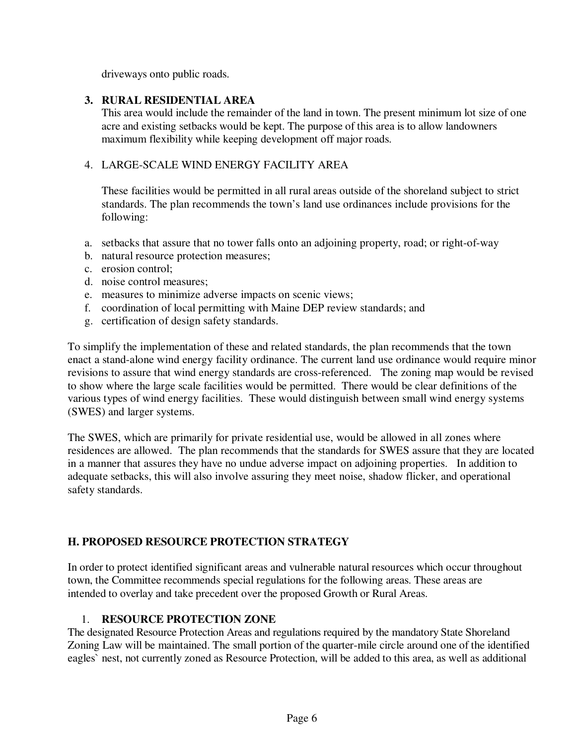driveways onto public roads.

3. **RURAL RESIDENTIAL AREA**
   This area would include the remainder of the land in town. The present minimum lot size of one acre and existing setbacks would be kept. The purpose of this area is to allow landowners maximum flexibility while keeping development off major roads.

4. LARGE-SCALE WIND ENERGY FACILITY AREA

   These facilities would be permitted in all rural areas outside of the shoreland subject to strict standards. The plan recommends the town's land use ordinances include provisions for the following:

a. setbacks that assure that no tower falls onto an adjoining property, road; or right-of-way
b. natural resource protection measures;
c. erosion control;
d. noise control measures;
e. measures to minimize adverse impacts on scenic views;
f. coordination of local permitting with Maine DEP review standards; and
g. certification of design safety standards.

To simplify the implementation of these and related standards, the plan recommends that the town enact a stand-alone wind energy facility ordinance. The current land use ordinance would require minor revisions to assure that wind energy standards are cross-referenced. The zoning map would be revised to show where the large scale facilities would be permitted. There would be clear definitions of the various types of wind energy facilities. These would distinguish between small wind energy systems (SWES) and larger systems.

The SWES, which are primarily for private residential use, would be allowed in all zones where residences are allowed. The plan recommends that the standards for SWES assure that they are located in a manner that assures they have no undue adverse impact on adjoining properties. In addition to adequate setbacks, this will also involve assuring they meet noise, shadow flicker, and operational safety standards.

## H. PROPOSED RESOURCE PROTECTION STRATEGY

In order to protect identified significant areas and vulnerable natural resources which occur throughout town, the Committee recommends special regulations for the following areas. These areas are intended to overlay and take precedent over the proposed Growth or Rural Areas.

1. **RESOURCE PROTECTION ZONE**

The designated Resource Protection Areas and regulations required by the mandatory State Shoreland Zoning Law will be maintained. The small portion of the quarter-mile circle around one of the identified eagles` nest, not currently zoned as Resource Protection, will be added to this area, as well as additional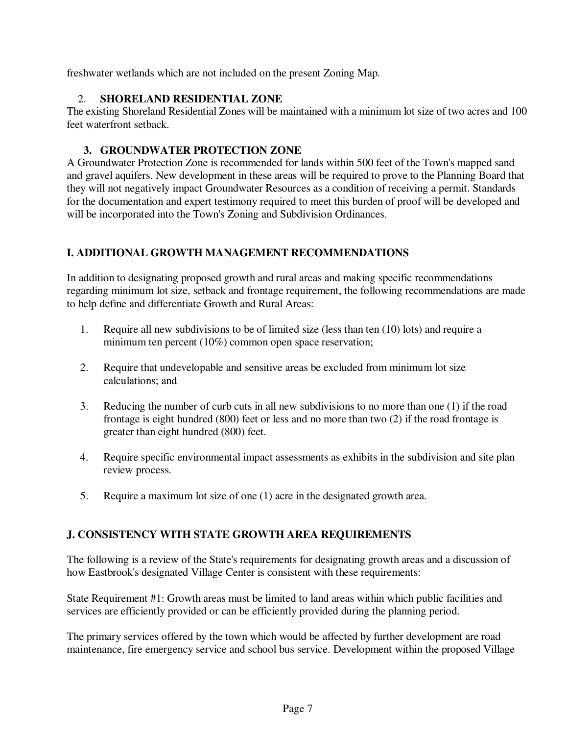freshwater wetlands which are not included on the present Zoning Map.

2. **SHORELAND RESIDENTIAL ZONE**

The existing Shoreland Residential Zones will be maintained with a minimum lot size of two acres and 100 feet waterfront setback.

3. **GROUNDWATER PROTECTION ZONE**

A Groundwater Protection Zone is recommended for lands within 500 feet of the Town's mapped sand and gravel aquifers. New development in these areas will be required to prove to the Planning Board that they will not negatively impact Groundwater Resources as a condition of receiving a permit. Standards for the documentation and expert testimony required to meet this burden of proof will be developed and will be incorporated into the Town's Zoning and Subdivision Ordinances.

## I. ADDITIONAL GROWTH MANAGEMENT RECOMMENDATIONS

In addition to designating proposed growth and rural areas and making specific recommendations regarding minimum lot size, setback and frontage requirement, the following recommendations are made to help define and differentiate Growth and Rural Areas:

1. Require all new subdivisions to be of limited size (less than ten (10) lots) and require a minimum ten percent (10%) common open space reservation;
2. Require that undevelopable and sensitive areas be excluded from minimum lot size calculations; and
3. Reducing the number of curb cuts in all new subdivisions to no more than one (1) if the road frontage is eight hundred (800) feet or less and no more than two (2) if the road frontage is greater than eight hundred (800) feet.
4. Require specific environmental impact assessments as exhibits in the subdivision and site plan review process.
5. Require a maximum lot size of one (1) acre in the designated growth area.

## J. CONSISTENCY WITH STATE GROWTH AREA REQUIREMENTS

The following is a review of the State's requirements for designating growth areas and a discussion of how Eastbrook's designated Village Center is consistent with these requirements:

State Requirement #1: Growth areas must be limited to land areas within which public facilities and services are efficiently provided or can be efficiently provided during the planning period.

The primary services offered by the town which would be affected by further development are road maintenance, fire emergency service and school bus service. Development within the proposed Village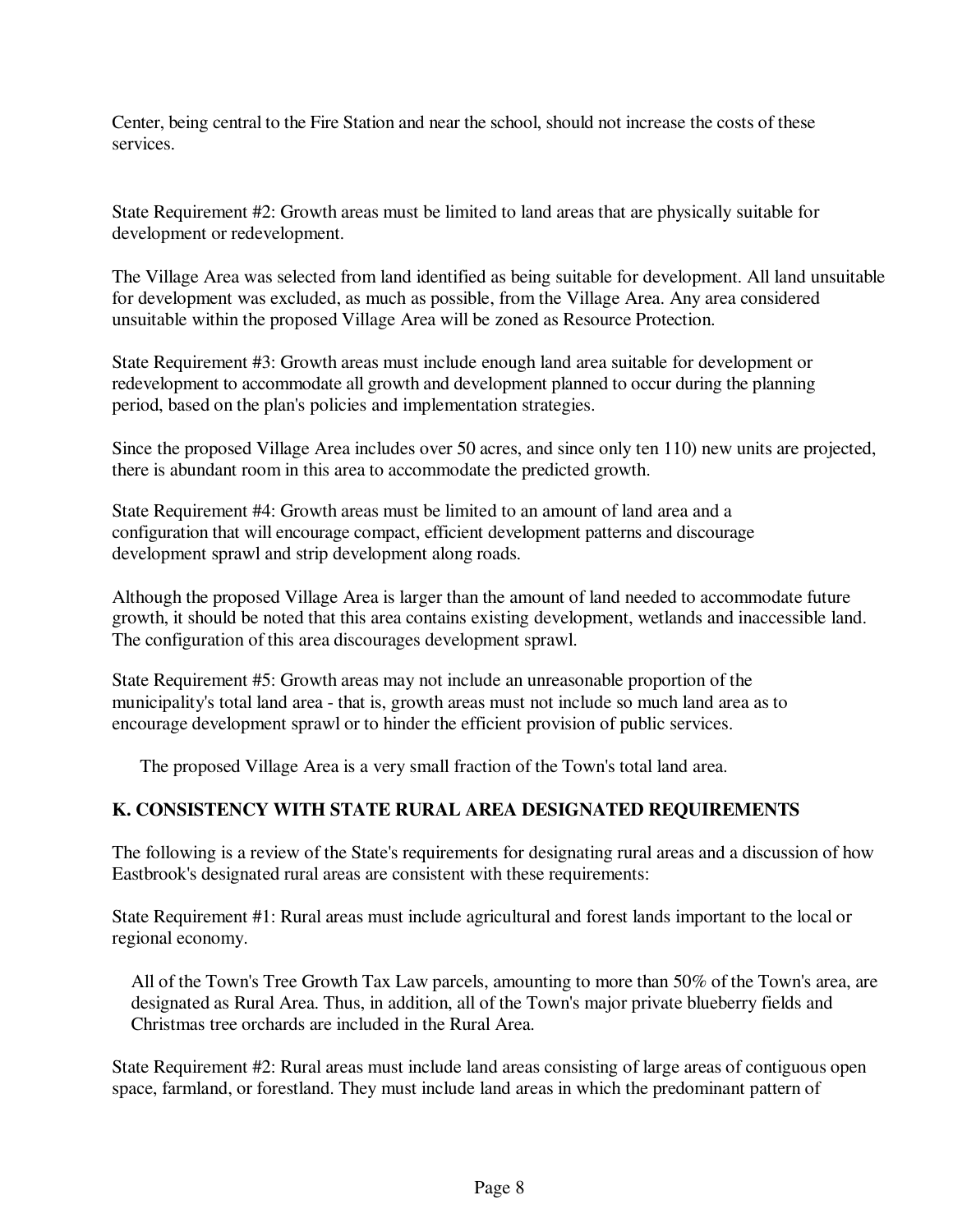Center, being central to the Fire Station and near the school, should not increase the costs of these services.

State Requirement #2: Growth areas must be limited to land areas that are physically suitable for development or redevelopment.

The Village Area was selected from land identified as being suitable for development. All land unsuitable for development was excluded, as much as possible, from the Village Area. Any area considered unsuitable within the proposed Village Area will be zoned as Resource Protection.

State Requirement #3: Growth areas must include enough land area suitable for development or redevelopment to accommodate all growth and development planned to occur during the planning period, based on the plan's policies and implementation strategies.

Since the proposed Village Area includes over 50 acres, and since only ten 110) new units are projected, there is abundant room in this area to accommodate the predicted growth.

State Requirement #4: Growth areas must be limited to an amount of land area and a configuration that will encourage compact, efficient development patterns and discourage development sprawl and strip development along roads.

Although the proposed Village Area is larger than the amount of land needed to accommodate future growth, it should be noted that this area contains existing development, wetlands and inaccessible land. The configuration of this area discourages development sprawl.

State Requirement #5: Growth areas may not include an unreasonable proportion of the municipality's total land area - that is, growth areas must not include so much land area as to encourage development sprawl or to hinder the efficient provision of public services.

The proposed Village Area is a very small fraction of the Town's total land area.

## K. CONSISTENCY WITH STATE RURAL AREA DESIGNATED REQUIREMENTS

The following is a review of the State's requirements for designating rural areas and a discussion of how Eastbrook's designated rural areas are consistent with these requirements:

State Requirement #1: Rural areas must include agricultural and forest lands important to the local or regional economy.

All of the Town's Tree Growth Tax Law parcels, amounting to more than 50% of the Town's area, are designated as Rural Area. Thus, in addition, all of the Town's major private blueberry fields and Christmas tree orchards are included in the Rural Area.

State Requirement #2: Rural areas must include land areas consisting of large areas of contiguous open space, farmland, or forestland. They must include land areas in which the predominant pattern of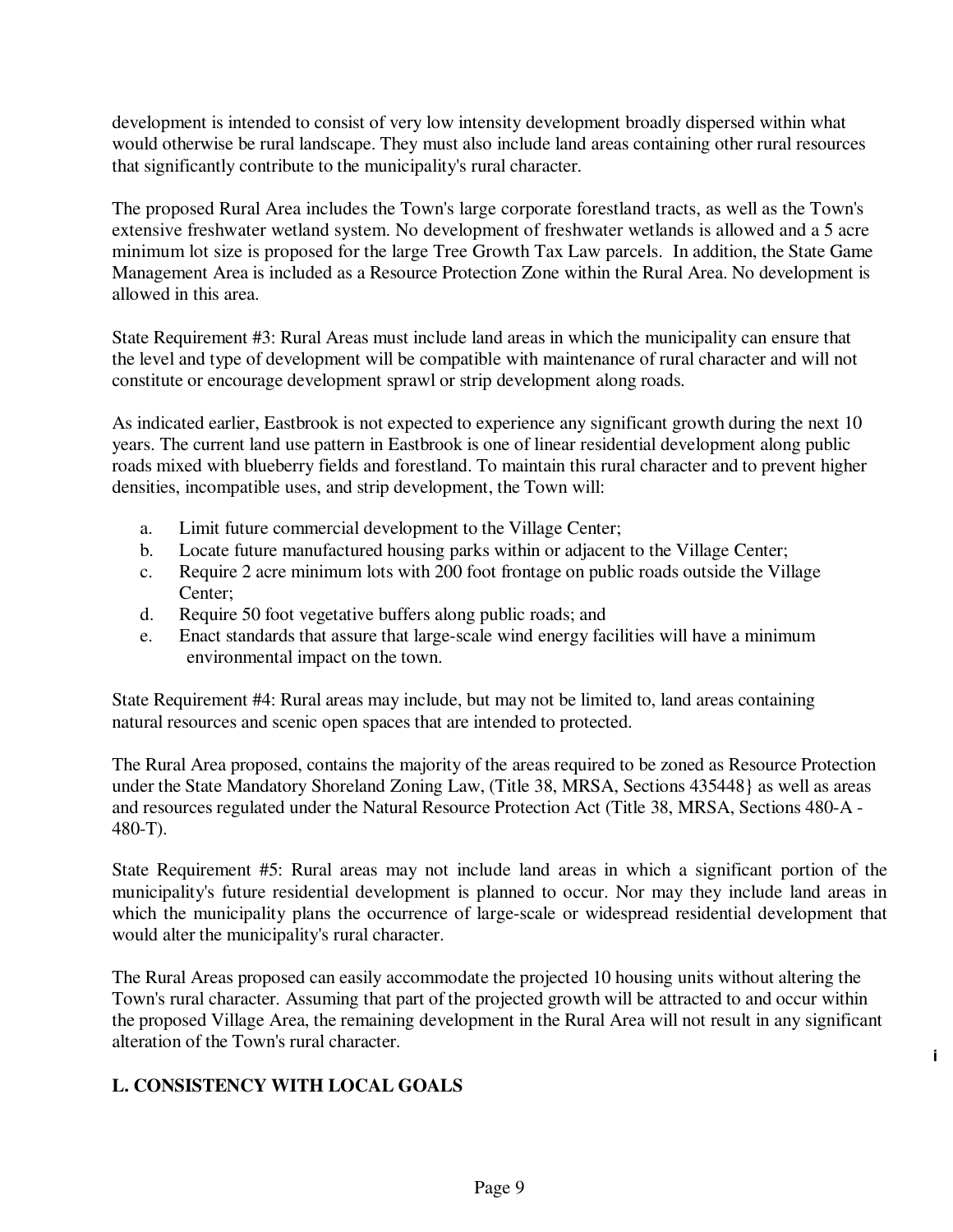development is intended to consist of very low intensity development broadly dispersed within what would otherwise be rural landscape. They must also include land areas containing other rural resources that significantly contribute to the municipality's rural character.

The proposed Rural Area includes the Town's large corporate forestland tracts, as well as the Town's extensive freshwater wetland system. No development of freshwater wetlands is allowed and a 5 acre minimum lot size is proposed for the large Tree Growth Tax Law parcels. In addition, the State Game Management Area is included as a Resource Protection Zone within the Rural Area. No development is allowed in this area.

State Requirement #3: Rural Areas must include land areas in which the municipality can ensure that the level and type of development will be compatible with maintenance of rural character and will not constitute or encourage development sprawl or strip development along roads.

As indicated earlier, Eastbrook is not expected to experience any significant growth during the next 10 years. The current land use pattern in Eastbrook is one of linear residential development along public roads mixed with blueberry fields and forestland. To maintain this rural character and to prevent higher densities, incompatible uses, and strip development, the Town will:

a. Limit future commercial development to the Village Center;
b. Locate future manufactured housing parks within or adjacent to the Village Center;
c. Require 2 acre minimum lots with 200 foot frontage on public roads outside the Village Center;
d. Require 50 foot vegetative buffers along public roads; and
e. Enact standards that assure that large-scale wind energy facilities will have a minimum environmental impact on the town.

State Requirement #4: Rural areas may include, but may not be limited to, land areas containing natural resources and scenic open spaces that are intended to protected.

The Rural Area proposed, contains the majority of the areas required to be zoned as Resource Protection under the State Mandatory Shoreland Zoning Law, (Title 38, MRSA, Sections 435448} as well as areas and resources regulated under the Natural Resource Protection Act (Title 38, MRSA, Sections 480-A - 480-T).

State Requirement #5: Rural areas may not include land areas in which a significant portion of the municipality's future residential development is planned to occur. Nor may they include land areas in which the municipality plans the occurrence of large-scale or widespread residential development that would alter the municipality's rural character.

The Rural Areas proposed can easily accommodate the projected 10 housing units without altering the Town's rural character. Assuming that part of the projected growth will be attracted to and occur within the proposed Village Area, the remaining development in the Rural Area will not result in any significant alteration of the Town's rural character.

## L. CONSISTENCY WITH LOCAL GOALS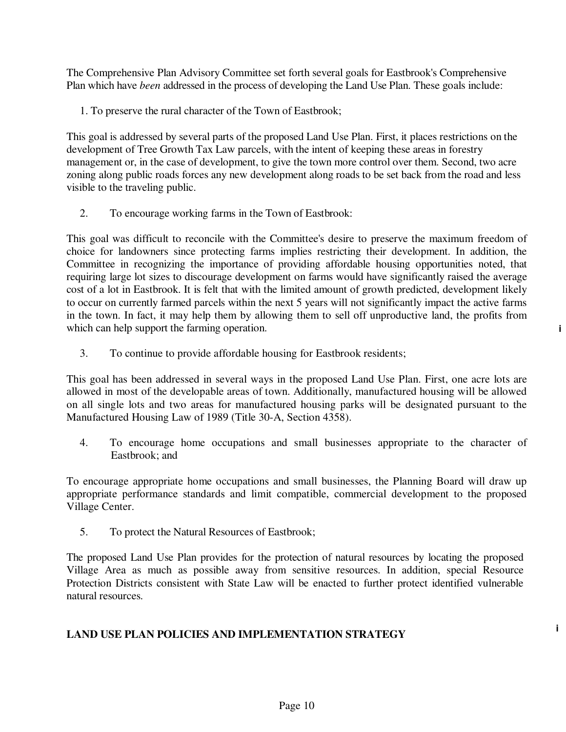The Comprehensive Plan Advisory Committee set forth several goals for Eastbrook's Comprehensive Plan which have *been* addressed in the process of developing the Land Use Plan. These goals include:

1. To preserve the rural character of the Town of Eastbrook;

This goal is addressed by several parts of the proposed Land Use Plan. First, it places restrictions on the development of Tree Growth Tax Law parcels, with the intent of keeping these areas in forestry management or, in the case of development, to give the town more control over them. Second, two acre zoning along public roads forces any new development along roads to be set back from the road and less visible to the traveling public.

2. To encourage working farms in the Town of Eastbrook:

This goal was difficult to reconcile with the Committee's desire to preserve the maximum freedom of choice for landowners since protecting farms implies restricting their development. In addition, the Committee in recognizing the importance of providing affordable housing opportunities noted, that requiring large lot sizes to discourage development on farms would have significantly raised the average cost of a lot in Eastbrook. It is felt that with the limited amount of growth predicted, development likely to occur on currently farmed parcels within the next 5 years will not significantly impact the active farms in the town. In fact, it may help them by allowing them to sell off unproductive land, the profits from which can help support the farming operation.

3. To continue to provide affordable housing for Eastbrook residents;

This goal has been addressed in several ways in the proposed Land Use Plan. First, one acre lots are allowed in most of the developable areas of town. Additionally, manufactured housing will be allowed on all single lots and two areas for manufactured housing parks will be designated pursuant to the Manufactured Housing Law of 1989 (Title 30-A, Section 4358).

4. To encourage home occupations and small businesses appropriate to the character of Eastbrook; and

To encourage appropriate home occupations and small businesses, the Planning Board will draw up appropriate performance standards and limit compatible, commercial development to the proposed Village Center.

5. To protect the Natural Resources of Eastbrook;

The proposed Land Use Plan provides for the protection of natural resources by locating the proposed Village Area as much as possible away from sensitive resources. In addition, special Resource Protection Districts consistent with State Law will be enacted to further protect identified vulnerable natural resources.

## LAND USE PLAN POLICIES AND IMPLEMENTATION STRATEGY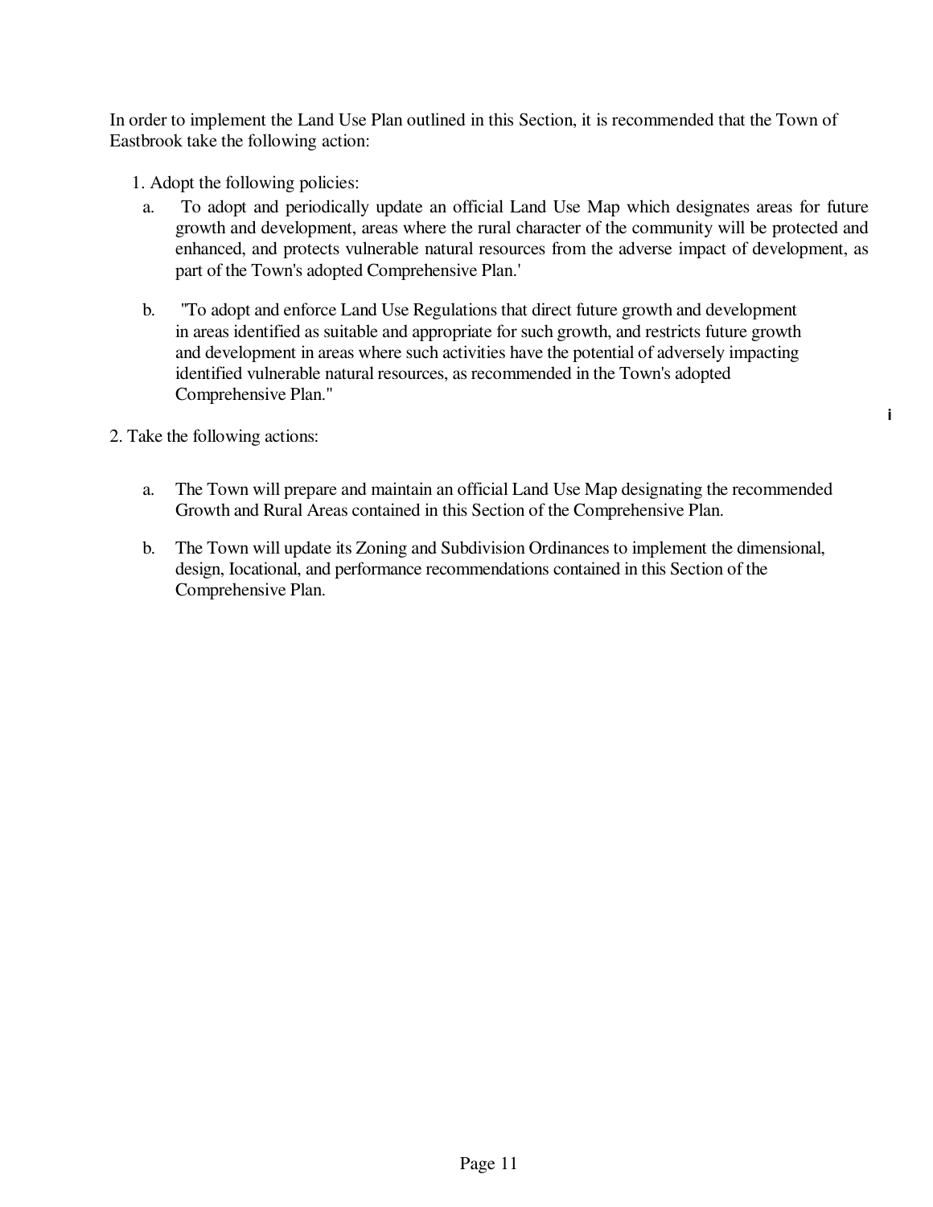In order to implement the Land Use Plan outlined in this Section, it is recommended that the Town of Eastbrook take the following action:

1. Adopt the following policies:
   a. To adopt and periodically update an official Land Use Map which designates areas for future growth and development, areas where the rural character of the community will be protected and enhanced, and protects vulnerable natural resources from the adverse impact of development, as part of the Town's adopted Comprehensive Plan.'

   b. "To adopt and enforce Land Use Regulations that direct future growth and development in areas identified as suitable and appropriate for such growth, and restricts future growth and development in areas where such activities have the potential of adversely impacting identified vulnerable natural resources, as recommended in the Town's adopted Comprehensive Plan."

2. Take the following actions:

   a. The Town will prepare and maintain an official Land Use Map designating the recommended Growth and Rural Areas contained in this Section of the Comprehensive Plan.

   b. The Town will update its Zoning and Subdivision Ordinances to implement the dimensional, design, Iocational, and performance recommendations contained in this Section of the Comprehensive Plan.